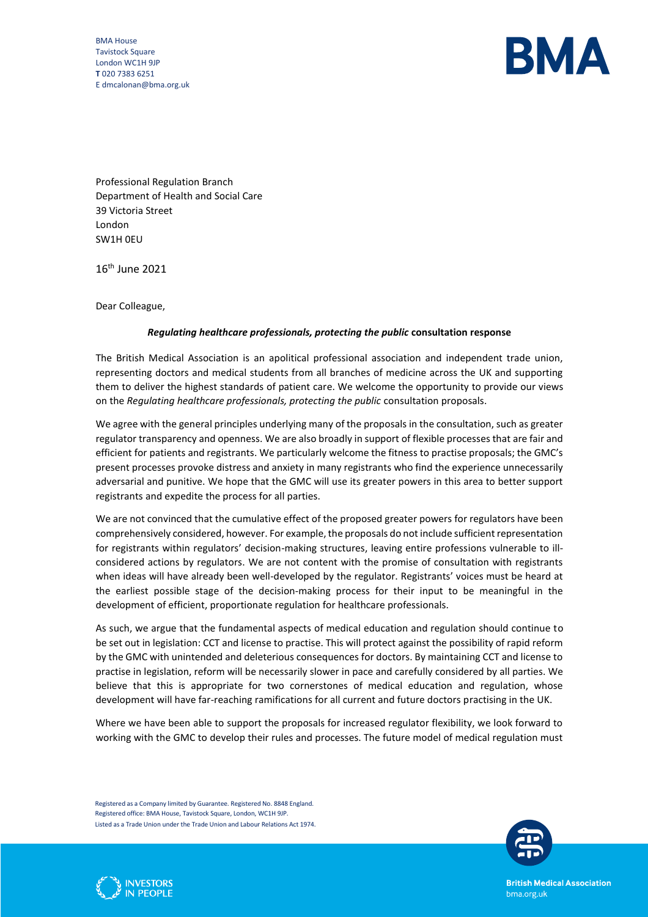BMA House
Tavistock Square
London WC1H 9JP
**T** 020 7383 6251
E dmcalonan@bma.org.uk

Professional Regulation Branch
Department of Health and Social Care
39 Victoria Street
London
SW1H 0EU

16th June 2021

Dear Colleague,

***Regulating healthcare professionals, protecting the public* consultation response**

The British Medical Association is an apolitical professional association and independent trade union, representing doctors and medical students from all branches of medicine across the UK and supporting them to deliver the highest standards of patient care. We welcome the opportunity to provide our views on the *Regulating healthcare professionals, protecting the public* consultation proposals.

We agree with the general principles underlying many of the proposals in the consultation, such as greater regulator transparency and openness. We are also broadly in support of flexible processes that are fair and efficient for patients and registrants. We particularly welcome the fitness to practise proposals; the GMC's present processes provoke distress and anxiety in many registrants who find the experience unnecessarily adversarial and punitive. We hope that the GMC will use its greater powers in this area to better support registrants and expedite the process for all parties.

We are not convinced that the cumulative effect of the proposed greater powers for regulators have been comprehensively considered, however. For example, the proposals do not include sufficient representation for registrants within regulators' decision-making structures, leaving entire professions vulnerable to ill-considered actions by regulators. We are not content with the promise of consultation with registrants when ideas will have already been well-developed by the regulator. Registrants' voices must be heard at the earliest possible stage of the decision-making process for their input to be meaningful in the development of efficient, proportionate regulation for healthcare professionals.

As such, we argue that the fundamental aspects of medical education and regulation should continue to be set out in legislation: CCT and license to practise. This will protect against the possibility of rapid reform by the GMC with unintended and deleterious consequences for doctors. By maintaining CCT and license to practise in legislation, reform will be necessarily slower in pace and carefully considered by all parties. We believe that this is appropriate for two cornerstones of medical education and regulation, whose development will have far-reaching ramifications for all current and future doctors practising in the UK.

Where we have been able to support the proposals for increased regulator flexibility, we look forward to working with the GMC to develop their rules and processes. The future model of medical regulation must

Registered as a Company limited by Guarantee. Registered No. 8848 England.
Registered office: BMA House, Tavistock Square, London, WC1H 9JP.
Listed as a Trade Union under the Trade Union and Labour Relations Act 1974.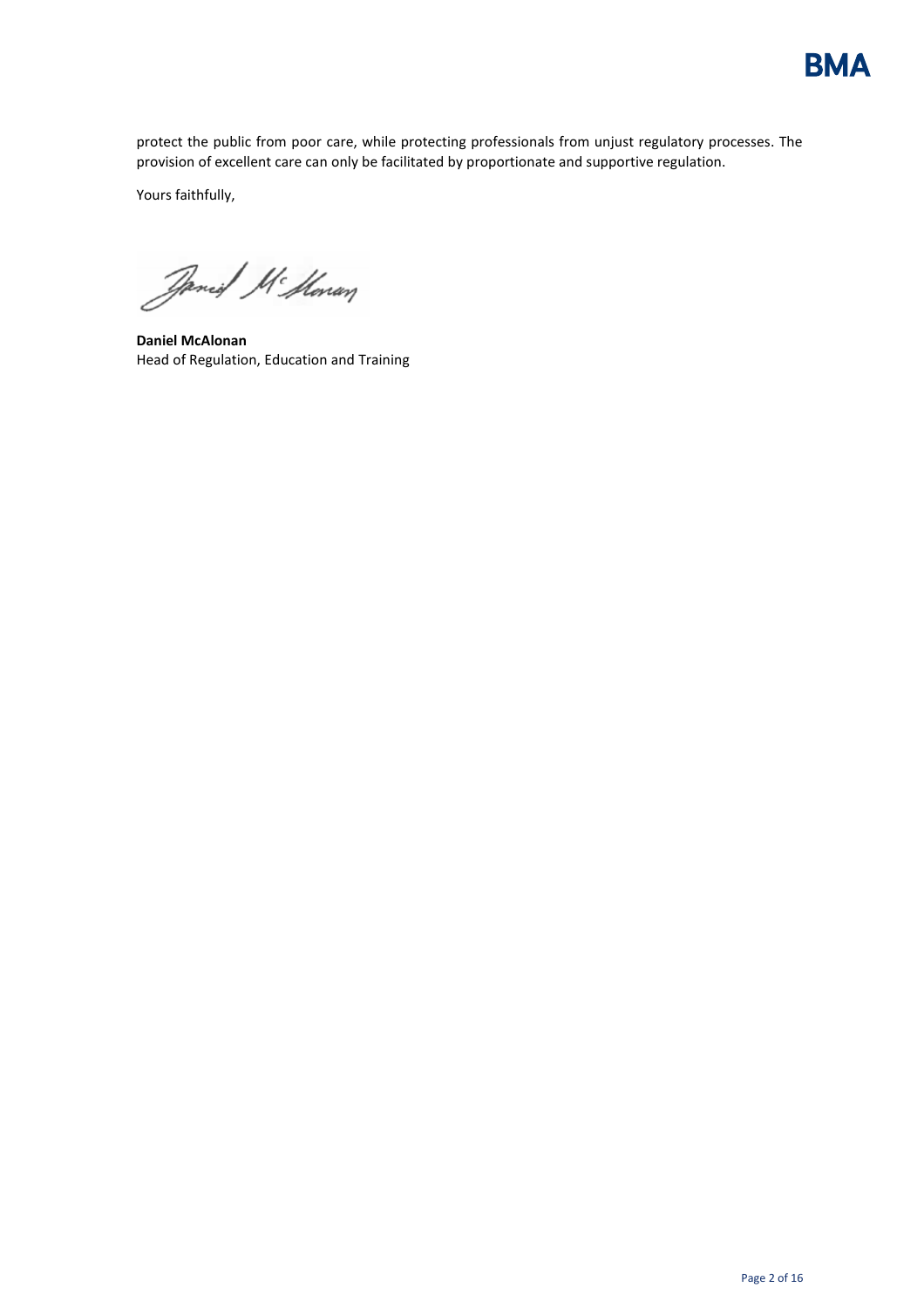protect the public from poor care, while protecting professionals from unjust regulatory processes. The provision of excellent care can only be facilitated by proportionate and supportive regulation.

Yours faithfully,

**Daniel McAlonan**
Head of Regulation, Education and Training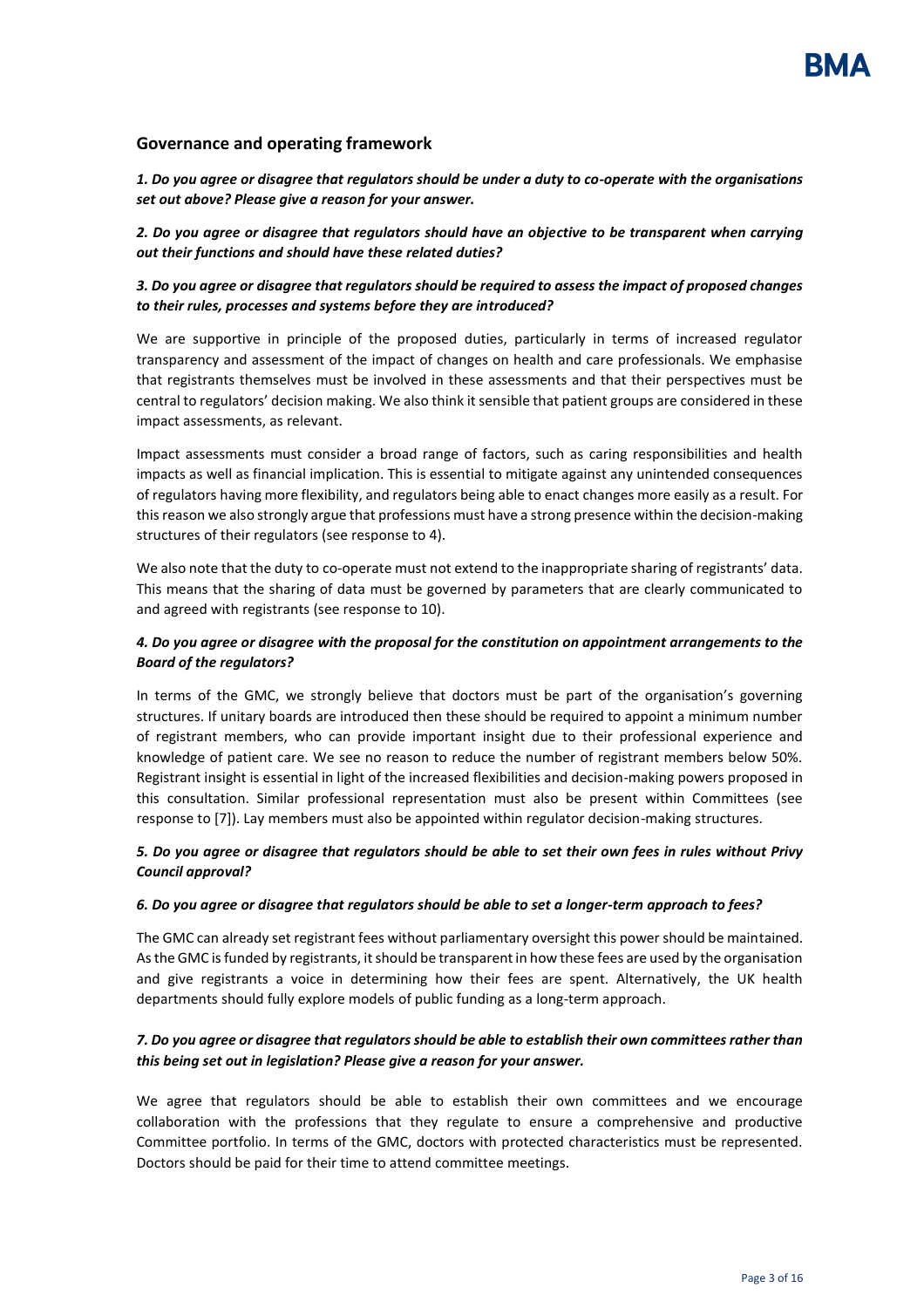## Governance and operating framework

***1. Do you agree or disagree that regulators should be under a duty to co-operate with the organisations set out above? Please give a reason for your answer.***

***2. Do you agree or disagree that regulators should have an objective to be transparent when carrying out their functions and should have these related duties?***

***3. Do you agree or disagree that regulators should be required to assess the impact of proposed changes to their rules, processes and systems before they are introduced?***

We are supportive in principle of the proposed duties, particularly in terms of increased regulator transparency and assessment of the impact of changes on health and care professionals. We emphasise that registrants themselves must be involved in these assessments and that their perspectives must be central to regulators' decision making. We also think it sensible that patient groups are considered in these impact assessments, as relevant.

Impact assessments must consider a broad range of factors, such as caring responsibilities and health impacts as well as financial implication. This is essential to mitigate against any unintended consequences of regulators having more flexibility, and regulators being able to enact changes more easily as a result. For this reason we also strongly argue that professions must have a strong presence within the decision-making structures of their regulators (see response to 4).

We also note that the duty to co-operate must not extend to the inappropriate sharing of registrants' data. This means that the sharing of data must be governed by parameters that are clearly communicated to and agreed with registrants (see response to 10).

***4. Do you agree or disagree with the proposal for the constitution on appointment arrangements to the Board of the regulators?***

In terms of the GMC, we strongly believe that doctors must be part of the organisation's governing structures. If unitary boards are introduced then these should be required to appoint a minimum number of registrant members, who can provide important insight due to their professional experience and knowledge of patient care. We see no reason to reduce the number of registrant members below 50%. Registrant insight is essential in light of the increased flexibilities and decision-making powers proposed in this consultation. Similar professional representation must also be present within Committees (see response to [7]). Lay members must also be appointed within regulator decision-making structures.

***5. Do you agree or disagree that regulators should be able to set their own fees in rules without Privy Council approval?***

***6. Do you agree or disagree that regulators should be able to set a longer-term approach to fees?***

The GMC can already set registrant fees without parliamentary oversight this power should be maintained. As the GMC is funded by registrants, it should be transparent in how these fees are used by the organisation and give registrants a voice in determining how their fees are spent. Alternatively, the UK health departments should fully explore models of public funding as a long-term approach.

***7. Do you agree or disagree that regulators should be able to establish their own committees rather than this being set out in legislation? Please give a reason for your answer.***

We agree that regulators should be able to establish their own committees and we encourage collaboration with the professions that they regulate to ensure a comprehensive and productive Committee portfolio. In terms of the GMC, doctors with protected characteristics must be represented. Doctors should be paid for their time to attend committee meetings.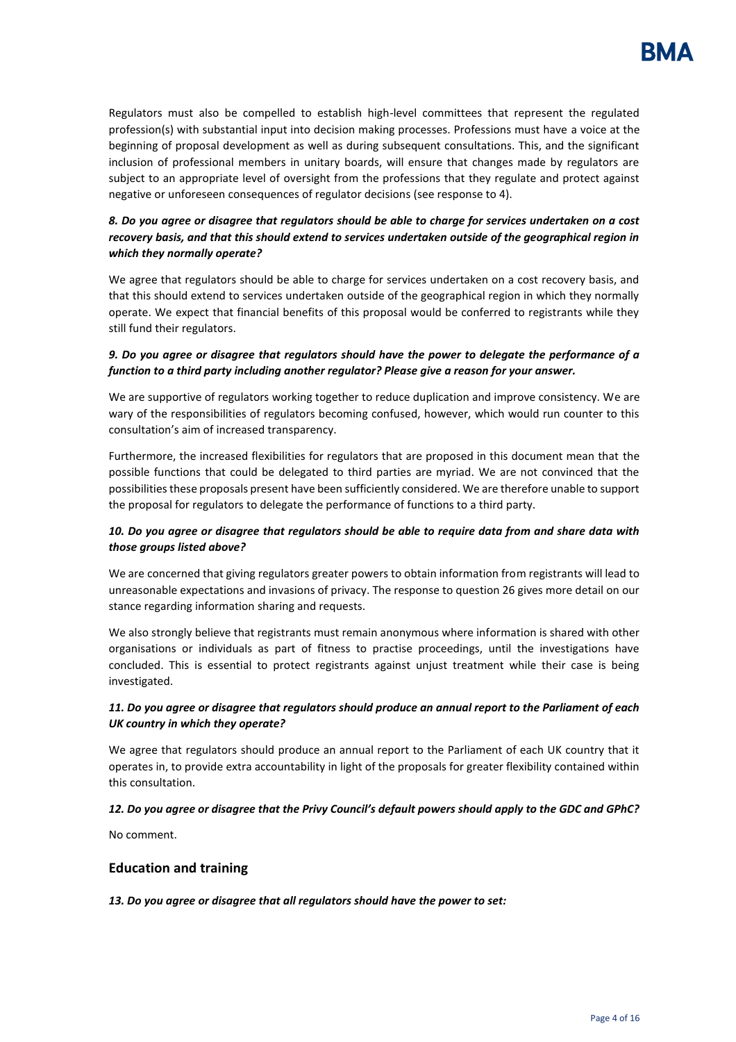Regulators must also be compelled to establish high-level committees that represent the regulated profession(s) with substantial input into decision making processes. Professions must have a voice at the beginning of proposal development as well as during subsequent consultations. This, and the significant inclusion of professional members in unitary boards, will ensure that changes made by regulators are subject to an appropriate level of oversight from the professions that they regulate and protect against negative or unforeseen consequences of regulator decisions (see response to 4).

***8. Do you agree or disagree that regulators should be able to charge for services undertaken on a cost recovery basis, and that this should extend to services undertaken outside of the geographical region in which they normally operate?***

We agree that regulators should be able to charge for services undertaken on a cost recovery basis, and that this should extend to services undertaken outside of the geographical region in which they normally operate. We expect that financial benefits of this proposal would be conferred to registrants while they still fund their regulators.

***9. Do you agree or disagree that regulators should have the power to delegate the performance of a function to a third party including another regulator? Please give a reason for your answer.***

We are supportive of regulators working together to reduce duplication and improve consistency. We are wary of the responsibilities of regulators becoming confused, however, which would run counter to this consultation's aim of increased transparency.

Furthermore, the increased flexibilities for regulators that are proposed in this document mean that the possible functions that could be delegated to third parties are myriad. We are not convinced that the possibilities these proposals present have been sufficiently considered. We are therefore unable to support the proposal for regulators to delegate the performance of functions to a third party.

***10. Do you agree or disagree that regulators should be able to require data from and share data with those groups listed above?***

We are concerned that giving regulators greater powers to obtain information from registrants will lead to unreasonable expectations and invasions of privacy. The response to question 26 gives more detail on our stance regarding information sharing and requests.

We also strongly believe that registrants must remain anonymous where information is shared with other organisations or individuals as part of fitness to practise proceedings, until the investigations have concluded. This is essential to protect registrants against unjust treatment while their case is being investigated.

***11. Do you agree or disagree that regulators should produce an annual report to the Parliament of each UK country in which they operate?***

We agree that regulators should produce an annual report to the Parliament of each UK country that it operates in, to provide extra accountability in light of the proposals for greater flexibility contained within this consultation.

***12. Do you agree or disagree that the Privy Council's default powers should apply to the GDC and GPhC?***

No comment.

## Education and training

***13. Do you agree or disagree that all regulators should have the power to set:***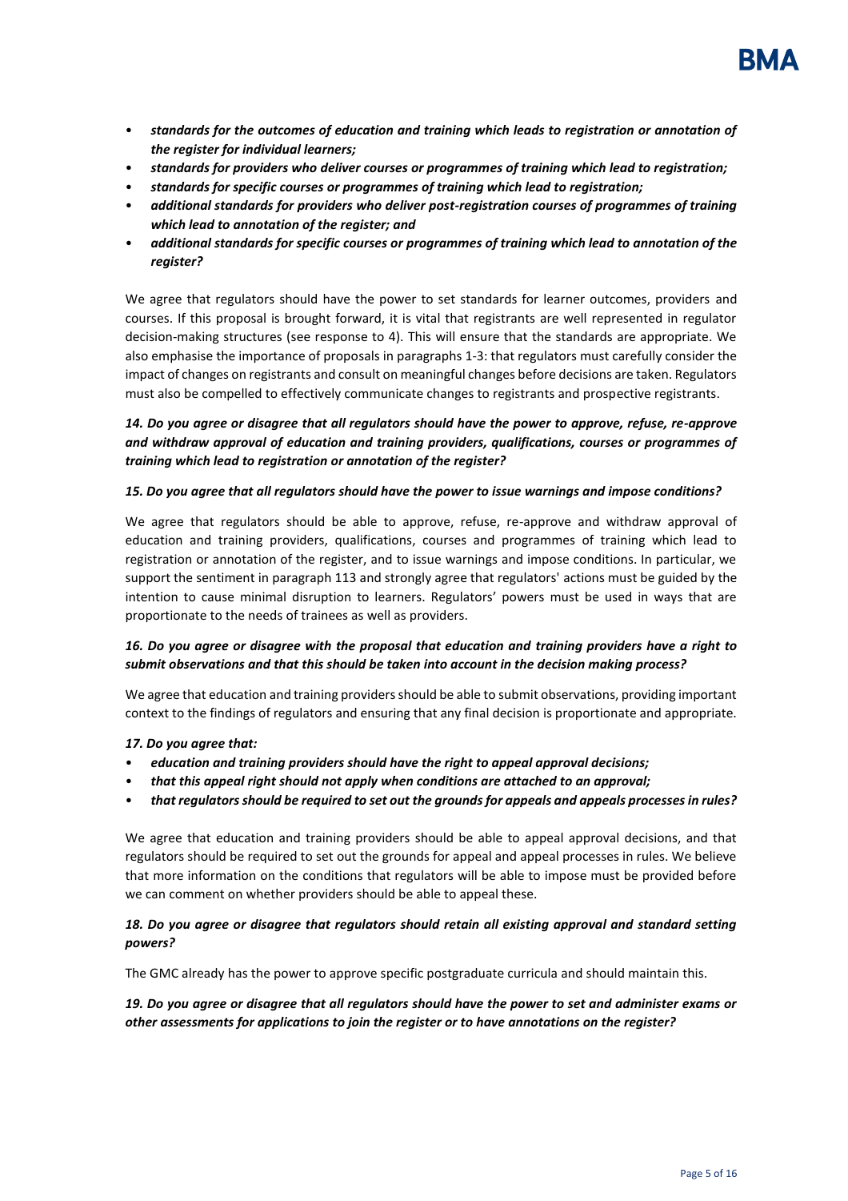- ***standards for the outcomes of education and training which leads to registration or annotation of the register for individual learners;***
- ***standards for providers who deliver courses or programmes of training which lead to registration;***
- ***standards for specific courses or programmes of training which lead to registration;***
- ***additional standards for providers who deliver post-registration courses of programmes of training which lead to annotation of the register; and***
- ***additional standards for specific courses or programmes of training which lead to annotation of the register?***

We agree that regulators should have the power to set standards for learner outcomes, providers and courses. If this proposal is brought forward, it is vital that registrants are well represented in regulator decision-making structures (see response to 4). This will ensure that the standards are appropriate. We also emphasise the importance of proposals in paragraphs 1-3: that regulators must carefully consider the impact of changes on registrants and consult on meaningful changes before decisions are taken. Regulators must also be compelled to effectively communicate changes to registrants and prospective registrants.

***14. Do you agree or disagree that all regulators should have the power to approve, refuse, re-approve and withdraw approval of education and training providers, qualifications, courses or programmes of training which lead to registration or annotation of the register?***

***15. Do you agree that all regulators should have the power to issue warnings and impose conditions?***

We agree that regulators should be able to approve, refuse, re-approve and withdraw approval of education and training providers, qualifications, courses and programmes of training which lead to registration or annotation of the register, and to issue warnings and impose conditions. In particular, we support the sentiment in paragraph 113 and strongly agree that regulators' actions must be guided by the intention to cause minimal disruption to learners. Regulators' powers must be used in ways that are proportionate to the needs of trainees as well as providers.

***16. Do you agree or disagree with the proposal that education and training providers have a right to submit observations and that this should be taken into account in the decision making process?***

We agree that education and training providers should be able to submit observations, providing important context to the findings of regulators and ensuring that any final decision is proportionate and appropriate.

***17. Do you agree that:***

- ***education and training providers should have the right to appeal approval decisions;***
- ***that this appeal right should not apply when conditions are attached to an approval;***
- ***that regulators should be required to set out the grounds for appeals and appeals processes in rules?***

We agree that education and training providers should be able to appeal approval decisions, and that regulators should be required to set out the grounds for appeal and appeal processes in rules. We believe that more information on the conditions that regulators will be able to impose must be provided before we can comment on whether providers should be able to appeal these.

***18. Do you agree or disagree that regulators should retain all existing approval and standard setting powers?***

The GMC already has the power to approve specific postgraduate curricula and should maintain this.

***19. Do you agree or disagree that all regulators should have the power to set and administer exams or other assessments for applications to join the register or to have annotations on the register?***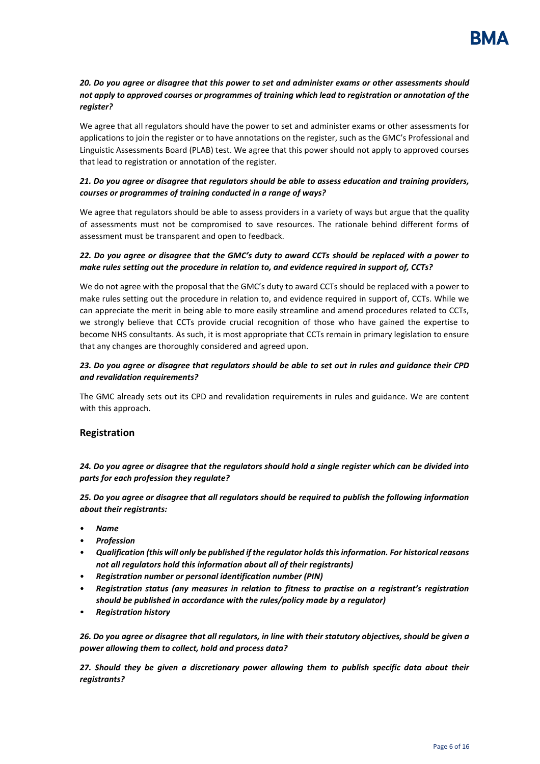***20. Do you agree or disagree that this power to set and administer exams or other assessments should not apply to approved courses or programmes of training which lead to registration or annotation of the register?***

We agree that all regulators should have the power to set and administer exams or other assessments for applications to join the register or to have annotations on the register, such as the GMC's Professional and Linguistic Assessments Board (PLAB) test. We agree that this power should not apply to approved courses that lead to registration or annotation of the register.

***21. Do you agree or disagree that regulators should be able to assess education and training providers, courses or programmes of training conducted in a range of ways?***

We agree that regulators should be able to assess providers in a variety of ways but argue that the quality of assessments must not be compromised to save resources. The rationale behind different forms of assessment must be transparent and open to feedback.

***22. Do you agree or disagree that the GMC's duty to award CCTs should be replaced with a power to make rules setting out the procedure in relation to, and evidence required in support of, CCTs?***

We do not agree with the proposal that the GMC's duty to award CCTs should be replaced with a power to make rules setting out the procedure in relation to, and evidence required in support of, CCTs. While we can appreciate the merit in being able to more easily streamline and amend procedures related to CCTs, we strongly believe that CCTs provide crucial recognition of those who have gained the expertise to become NHS consultants. As such, it is most appropriate that CCTs remain in primary legislation to ensure that any changes are thoroughly considered and agreed upon.

***23. Do you agree or disagree that regulators should be able to set out in rules and guidance their CPD and revalidation requirements?***

The GMC already sets out its CPD and revalidation requirements in rules and guidance. We are content with this approach.

## Registration

***24. Do you agree or disagree that the regulators should hold a single register which can be divided into parts for each profession they regulate?***

***25. Do you agree or disagree that all regulators should be required to publish the following information about their registrants:***

- ***Name***
- ***Profession***
- ***Qualification (this will only be published if the regulator holds this information. For historical reasons not all regulators hold this information about all of their registrants)***
- ***Registration number or personal identification number (PIN)***
- ***Registration status (any measures in relation to fitness to practise on a registrant's registration should be published in accordance with the rules/policy made by a regulator)***
- ***Registration history***

***26. Do you agree or disagree that all regulators, in line with their statutory objectives, should be given a power allowing them to collect, hold and process data?***

***27. Should they be given a discretionary power allowing them to publish specific data about their registrants?***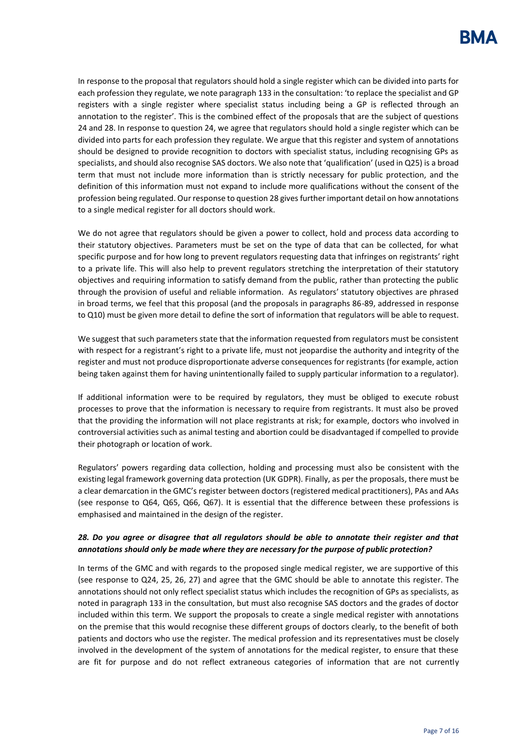In response to the proposal that regulators should hold a single register which can be divided into parts for each profession they regulate, we note paragraph 133 in the consultation: 'to replace the specialist and GP registers with a single register where specialist status including being a GP is reflected through an annotation to the register'. This is the combined effect of the proposals that are the subject of questions 24 and 28. In response to question 24, we agree that regulators should hold a single register which can be divided into parts for each profession they regulate. We argue that this register and system of annotations should be designed to provide recognition to doctors with specialist status, including recognising GPs as specialists, and should also recognise SAS doctors. We also note that 'qualification' (used in Q25) is a broad term that must not include more information than is strictly necessary for public protection, and the definition of this information must not expand to include more qualifications without the consent of the profession being regulated. Our response to question 28 gives further important detail on how annotations to a single medical register for all doctors should work.

We do not agree that regulators should be given a power to collect, hold and process data according to their statutory objectives. Parameters must be set on the type of data that can be collected, for what specific purpose and for how long to prevent regulators requesting data that infringes on registrants' right to a private life. This will also help to prevent regulators stretching the interpretation of their statutory objectives and requiring information to satisfy demand from the public, rather than protecting the public through the provision of useful and reliable information. As regulators' statutory objectives are phrased in broad terms, we feel that this proposal (and the proposals in paragraphs 86-89, addressed in response to Q10) must be given more detail to define the sort of information that regulators will be able to request.

We suggest that such parameters state that the information requested from regulators must be consistent with respect for a registrant's right to a private life, must not jeopardise the authority and integrity of the register and must not produce disproportionate adverse consequences for registrants (for example, action being taken against them for having unintentionally failed to supply particular information to a regulator).

If additional information were to be required by regulators, they must be obliged to execute robust processes to prove that the information is necessary to require from registrants. It must also be proved that the providing the information will not place registrants at risk; for example, doctors who involved in controversial activities such as animal testing and abortion could be disadvantaged if compelled to provide their photograph or location of work.

Regulators' powers regarding data collection, holding and processing must also be consistent with the existing legal framework governing data protection (UK GDPR). Finally, as per the proposals, there must be a clear demarcation in the GMC's register between doctors (registered medical practitioners), PAs and AAs (see response to Q64, Q65, Q66, Q67). It is essential that the difference between these professions is emphasised and maintained in the design of the register.

### *28. Do you agree or disagree that all regulators should be able to annotate their register and that annotations should only be made where they are necessary for the purpose of public protection?*

In terms of the GMC and with regards to the proposed single medical register, we are supportive of this (see response to Q24, 25, 26, 27) and agree that the GMC should be able to annotate this register. The annotations should not only reflect specialist status which includes the recognition of GPs as specialists, as noted in paragraph 133 in the consultation, but must also recognise SAS doctors and the grades of doctor included within this term. We support the proposals to create a single medical register with annotations on the premise that this would recognise these different groups of doctors clearly, to the benefit of both patients and doctors who use the register. The medical profession and its representatives must be closely involved in the development of the system of annotations for the medical register, to ensure that these are fit for purpose and do not reflect extraneous categories of information that are not currently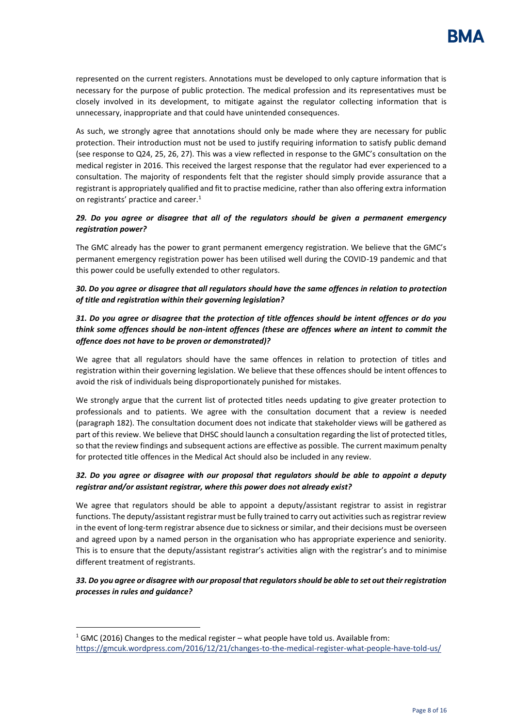represented on the current registers. Annotations must be developed to only capture information that is necessary for the purpose of public protection. The medical profession and its representatives must be closely involved in its development, to mitigate against the regulator collecting information that is unnecessary, inappropriate and that could have unintended consequences.

As such, we strongly agree that annotations should only be made where they are necessary for public protection. Their introduction must not be used to justify requiring information to satisfy public demand (see response to Q24, 25, 26, 27). This was a view reflected in response to the GMC's consultation on the medical register in 2016. This received the largest response that the regulator had ever experienced to a consultation. The majority of respondents felt that the register should simply provide assurance that a registrant is appropriately qualified and fit to practise medicine, rather than also offering extra information on registrants' practice and career.[1]

***29. Do you agree or disagree that all of the regulators should be given a permanent emergency registration power?***

The GMC already has the power to grant permanent emergency registration. We believe that the GMC's permanent emergency registration power has been utilised well during the COVID-19 pandemic and that this power could be usefully extended to other regulators.

***30. Do you agree or disagree that all regulators should have the same offences in relation to protection of title and registration within their governing legislation?***

***31. Do you agree or disagree that the protection of title offences should be intent offences or do you think some offences should be non-intent offences (these are offences where an intent to commit the offence does not have to be proven or demonstrated)?***

We agree that all regulators should have the same offences in relation to protection of titles and registration within their governing legislation. We believe that these offences should be intent offences to avoid the risk of individuals being disproportionately punished for mistakes.

We strongly argue that the current list of protected titles needs updating to give greater protection to professionals and to patients. We agree with the consultation document that a review is needed (paragraph 182). The consultation document does not indicate that stakeholder views will be gathered as part of this review. We believe that DHSC should launch a consultation regarding the list of protected titles, so that the review findings and subsequent actions are effective as possible. The current maximum penalty for protected title offences in the Medical Act should also be included in any review.

***32. Do you agree or disagree with our proposal that regulators should be able to appoint a deputy registrar and/or assistant registrar, where this power does not already exist?***

We agree that regulators should be able to appoint a deputy/assistant registrar to assist in registrar functions. The deputy/assistant registrar must be fully trained to carry out activities such as registrar review in the event of long-term registrar absence due to sickness or similar, and their decisions must be overseen and agreed upon by a named person in the organisation who has appropriate experience and seniority. This is to ensure that the deputy/assistant registrar's activities align with the registrar's and to minimise different treatment of registrants.

***33. Do you agree or disagree with our proposal that regulators should be able to set out their registration processes in rules and guidance?***

---

[1] GMC (2016) Changes to the medical register – what people have told us. Available from: https://gmcuk.wordpress.com/2016/12/21/changes-to-the-medical-register-what-people-have-told-us/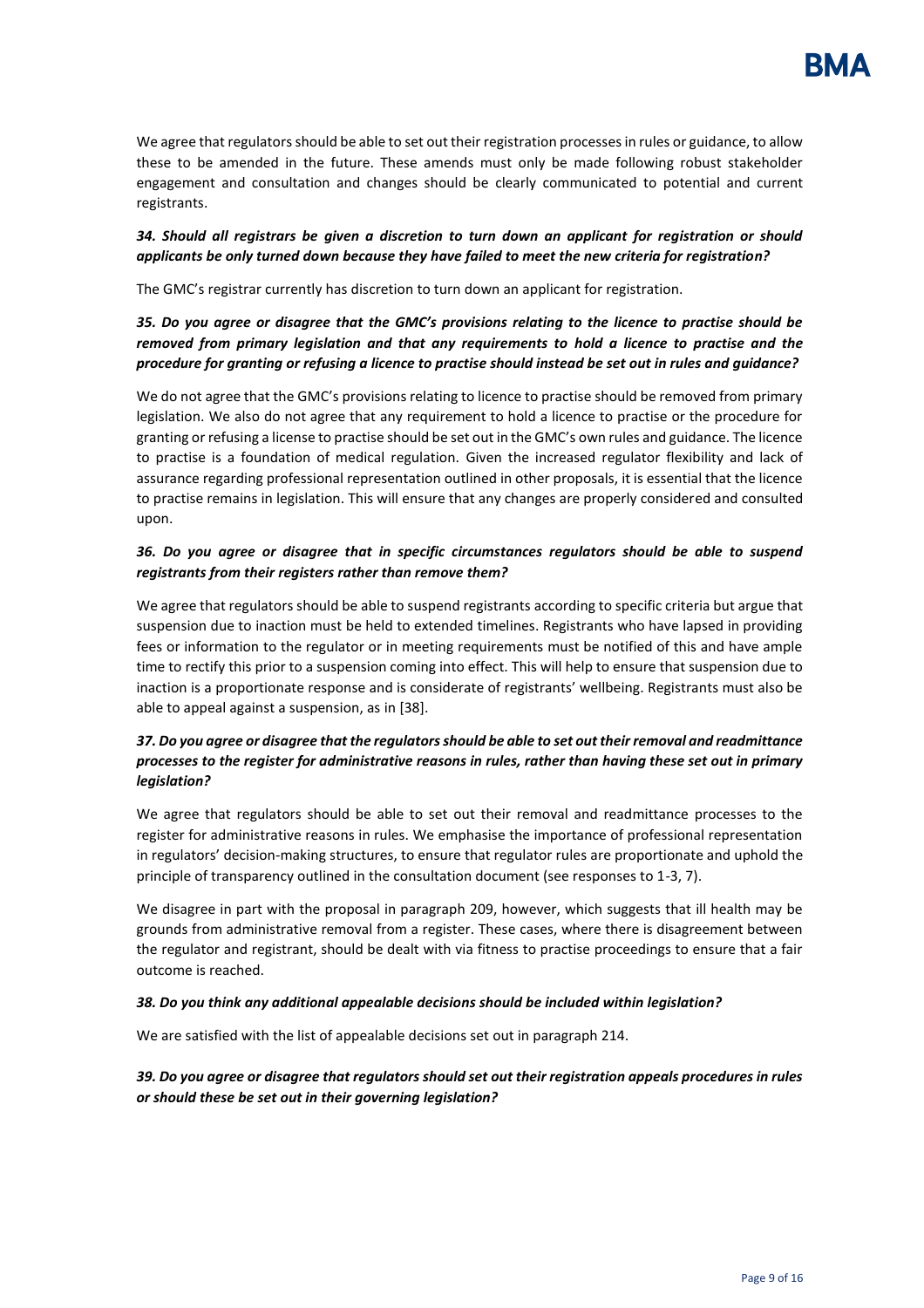We agree that regulators should be able to set out their registration processes in rules or guidance, to allow these to be amended in the future. These amends must only be made following robust stakeholder engagement and consultation and changes should be clearly communicated to potential and current registrants.

***34. Should all registrars be given a discretion to turn down an applicant for registration or should applicants be only turned down because they have failed to meet the new criteria for registration?***

The GMC's registrar currently has discretion to turn down an applicant for registration.

***35. Do you agree or disagree that the GMC's provisions relating to the licence to practise should be removed from primary legislation and that any requirements to hold a licence to practise and the procedure for granting or refusing a licence to practise should instead be set out in rules and guidance?***

We do not agree that the GMC's provisions relating to licence to practise should be removed from primary legislation. We also do not agree that any requirement to hold a licence to practise or the procedure for granting or refusing a license to practise should be set out in the GMC's own rules and guidance. The licence to practise is a foundation of medical regulation. Given the increased regulator flexibility and lack of assurance regarding professional representation outlined in other proposals, it is essential that the licence to practise remains in legislation. This will ensure that any changes are properly considered and consulted upon.

***36. Do you agree or disagree that in specific circumstances regulators should be able to suspend registrants from their registers rather than remove them?***

We agree that regulators should be able to suspend registrants according to specific criteria but argue that suspension due to inaction must be held to extended timelines. Registrants who have lapsed in providing fees or information to the regulator or in meeting requirements must be notified of this and have ample time to rectify this prior to a suspension coming into effect. This will help to ensure that suspension due to inaction is a proportionate response and is considerate of registrants' wellbeing. Registrants must also be able to appeal against a suspension, as in [38].

***37. Do you agree or disagree that the regulators should be able to set out their removal and readmittance processes to the register for administrative reasons in rules, rather than having these set out in primary legislation?***

We agree that regulators should be able to set out their removal and readmittance processes to the register for administrative reasons in rules. We emphasise the importance of professional representation in regulators' decision-making structures, to ensure that regulator rules are proportionate and uphold the principle of transparency outlined in the consultation document (see responses to 1-3, 7).

We disagree in part with the proposal in paragraph 209, however, which suggests that ill health may be grounds from administrative removal from a register. These cases, where there is disagreement between the regulator and registrant, should be dealt with via fitness to practise proceedings to ensure that a fair outcome is reached.

***38. Do you think any additional appealable decisions should be included within legislation?***

We are satisfied with the list of appealable decisions set out in paragraph 214.

***39. Do you agree or disagree that regulators should set out their registration appeals procedures in rules or should these be set out in their governing legislation?***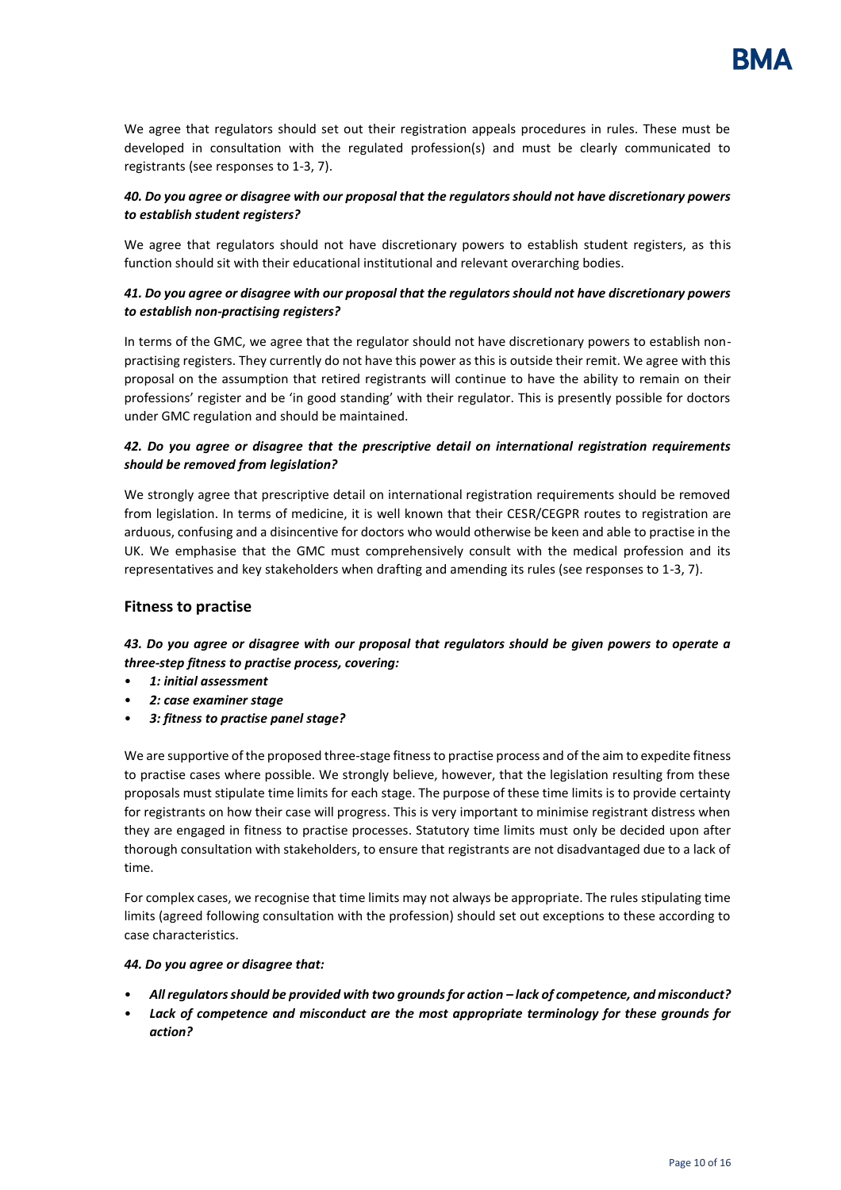We agree that regulators should set out their registration appeals procedures in rules. These must be developed in consultation with the regulated profession(s) and must be clearly communicated to registrants (see responses to 1-3, 7).

***40. Do you agree or disagree with our proposal that the regulators should not have discretionary powers to establish student registers?***

We agree that regulators should not have discretionary powers to establish student registers, as this function should sit with their educational institutional and relevant overarching bodies.

***41. Do you agree or disagree with our proposal that the regulators should not have discretionary powers to establish non-practising registers?***

In terms of the GMC, we agree that the regulator should not have discretionary powers to establish non-practising registers. They currently do not have this power as this is outside their remit. We agree with this proposal on the assumption that retired registrants will continue to have the ability to remain on their professions' register and be 'in good standing' with their regulator. This is presently possible for doctors under GMC regulation and should be maintained.

***42. Do you agree or disagree that the prescriptive detail on international registration requirements should be removed from legislation?***

We strongly agree that prescriptive detail on international registration requirements should be removed from legislation. In terms of medicine, it is well known that their CESR/CEGPR routes to registration are arduous, confusing and a disincentive for doctors who would otherwise be keen and able to practise in the UK. We emphasise that the GMC must comprehensively consult with the medical profession and its representatives and key stakeholders when drafting and amending its rules (see responses to 1-3, 7).

## Fitness to practise

***43. Do you agree or disagree with our proposal that regulators should be given powers to operate a three-step fitness to practise process, covering:***

- ***1: initial assessment***
- ***2: case examiner stage***
- ***3: fitness to practise panel stage?***

We are supportive of the proposed three-stage fitness to practise process and of the aim to expedite fitness to practise cases where possible. We strongly believe, however, that the legislation resulting from these proposals must stipulate time limits for each stage. The purpose of these time limits is to provide certainty for registrants on how their case will progress. This is very important to minimise registrant distress when they are engaged in fitness to practise processes. Statutory time limits must only be decided upon after thorough consultation with stakeholders, to ensure that registrants are not disadvantaged due to a lack of time.

For complex cases, we recognise that time limits may not always be appropriate. The rules stipulating time limits (agreed following consultation with the profession) should set out exceptions to these according to case characteristics.

**44. Do you agree or disagree that:**

- ***All regulators should be provided with two grounds for action – lack of competence, and misconduct?***
- ***Lack of competence and misconduct are the most appropriate terminology for these grounds for action?***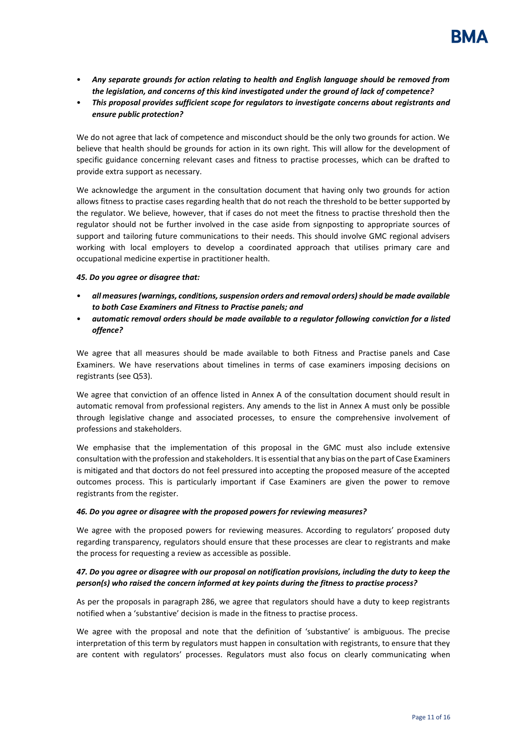- ***Any separate grounds for action relating to health and English language should be removed from the legislation, and concerns of this kind investigated under the ground of lack of competence?***
- ***This proposal provides sufficient scope for regulators to investigate concerns about registrants and ensure public protection?***

We do not agree that lack of competence and misconduct should be the only two grounds for action. We believe that health should be grounds for action in its own right. This will allow for the development of specific guidance concerning relevant cases and fitness to practise processes, which can be drafted to provide extra support as necessary.

We acknowledge the argument in the consultation document that having only two grounds for action allows fitness to practise cases regarding health that do not reach the threshold to be better supported by the regulator. We believe, however, that if cases do not meet the fitness to practise threshold then the regulator should not be further involved in the case aside from signposting to appropriate sources of support and tailoring future communications to their needs. This should involve GMC regional advisers working with local employers to develop a coordinated approach that utilises primary care and occupational medicine expertise in practitioner health.

***45. Do you agree or disagree that:***

- ***all measures (warnings, conditions, suspension orders and removal orders) should be made available to both Case Examiners and Fitness to Practise panels; and***
- ***automatic removal orders should be made available to a regulator following conviction for a listed offence?***

We agree that all measures should be made available to both Fitness and Practise panels and Case Examiners. We have reservations about timelines in terms of case examiners imposing decisions on registrants (see Q53).

We agree that conviction of an offence listed in Annex A of the consultation document should result in automatic removal from professional registers. Any amends to the list in Annex A must only be possible through legislative change and associated processes, to ensure the comprehensive involvement of professions and stakeholders.

We emphasise that the implementation of this proposal in the GMC must also include extensive consultation with the profession and stakeholders. It is essential that any bias on the part of Case Examiners is mitigated and that doctors do not feel pressured into accepting the proposed measure of the accepted outcomes process. This is particularly important if Case Examiners are given the power to remove registrants from the register.

***46. Do you agree or disagree with the proposed powers for reviewing measures?***

We agree with the proposed powers for reviewing measures. According to regulators' proposed duty regarding transparency, regulators should ensure that these processes are clear to registrants and make the process for requesting a review as accessible as possible.

***47. Do you agree or disagree with our proposal on notification provisions, including the duty to keep the person(s) who raised the concern informed at key points during the fitness to practise process?***

As per the proposals in paragraph 286, we agree that regulators should have a duty to keep registrants notified when a 'substantive' decision is made in the fitness to practise process.

We agree with the proposal and note that the definition of 'substantive' is ambiguous. The precise interpretation of this term by regulators must happen in consultation with registrants, to ensure that they are content with regulators' processes. Regulators must also focus on clearly communicating when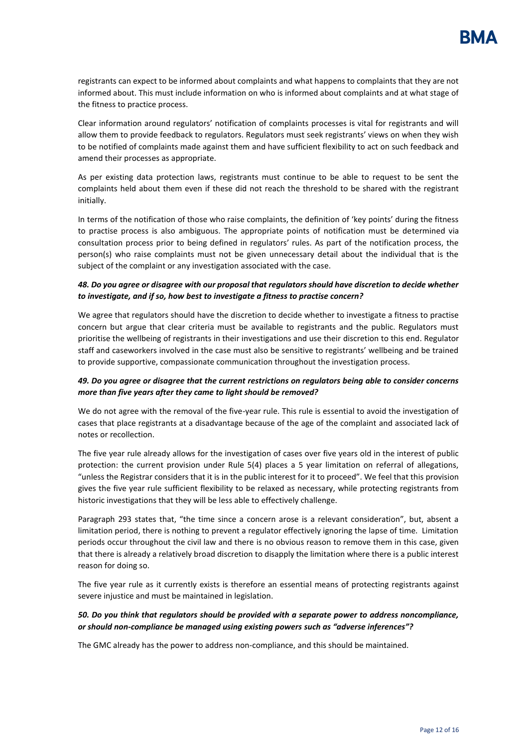registrants can expect to be informed about complaints and what happens to complaints that they are not informed about. This must include information on who is informed about complaints and at what stage of the fitness to practice process.

Clear information around regulators' notification of complaints processes is vital for registrants and will allow them to provide feedback to regulators. Regulators must seek registrants' views on when they wish to be notified of complaints made against them and have sufficient flexibility to act on such feedback and amend their processes as appropriate.

As per existing data protection laws, registrants must continue to be able to request to be sent the complaints held about them even if these did not reach the threshold to be shared with the registrant initially.

In terms of the notification of those who raise complaints, the definition of 'key points' during the fitness to practise process is also ambiguous. The appropriate points of notification must be determined via consultation process prior to being defined in regulators' rules. As part of the notification process, the person(s) who raise complaints must not be given unnecessary detail about the individual that is the subject of the complaint or any investigation associated with the case.

### *48. Do you agree or disagree with our proposal that regulators should have discretion to decide whether to investigate, and if so, how best to investigate a fitness to practise concern?*

We agree that regulators should have the discretion to decide whether to investigate a fitness to practise concern but argue that clear criteria must be available to registrants and the public. Regulators must prioritise the wellbeing of registrants in their investigations and use their discretion to this end. Regulator staff and caseworkers involved in the case must also be sensitive to registrants' wellbeing and be trained to provide supportive, compassionate communication throughout the investigation process.

### *49. Do you agree or disagree that the current restrictions on regulators being able to consider concerns more than five years after they came to light should be removed?*

We do not agree with the removal of the five-year rule. This rule is essential to avoid the investigation of cases that place registrants at a disadvantage because of the age of the complaint and associated lack of notes or recollection.

The five year rule already allows for the investigation of cases over five years old in the interest of public protection: the current provision under Rule 5(4) places a 5 year limitation on referral of allegations, "unless the Registrar considers that it is in the public interest for it to proceed". We feel that this provision gives the five year rule sufficient flexibility to be relaxed as necessary, while protecting registrants from historic investigations that they will be less able to effectively challenge.

Paragraph 293 states that, "the time since a concern arose is a relevant consideration", but, absent a limitation period, there is nothing to prevent a regulator effectively ignoring the lapse of time. Limitation periods occur throughout the civil law and there is no obvious reason to remove them in this case, given that there is already a relatively broad discretion to disapply the limitation where there is a public interest reason for doing so.

The five year rule as it currently exists is therefore an essential means of protecting registrants against severe injustice and must be maintained in legislation.

### *50. Do you think that regulators should be provided with a separate power to address noncompliance, or should non-compliance be managed using existing powers such as "adverse inferences"?*

The GMC already has the power to address non-compliance, and this should be maintained.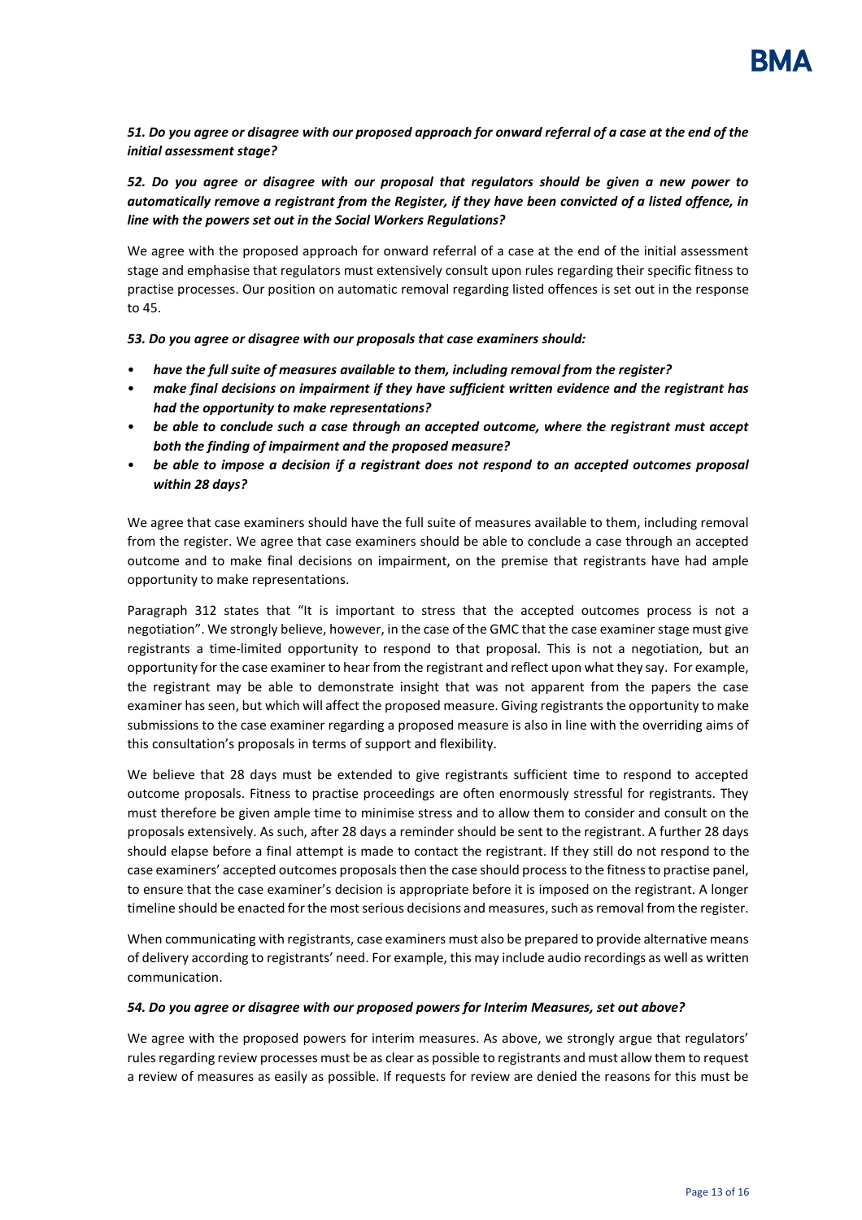***51. Do you agree or disagree with our proposed approach for onward referral of a case at the end of the initial assessment stage?***

***52. Do you agree or disagree with our proposal that regulators should be given a new power to automatically remove a registrant from the Register, if they have been convicted of a listed offence, in line with the powers set out in the Social Workers Regulations?***

We agree with the proposed approach for onward referral of a case at the end of the initial assessment stage and emphasise that regulators must extensively consult upon rules regarding their specific fitness to practise processes. Our position on automatic removal regarding listed offences is set out in the response to 45.

***53. Do you agree or disagree with our proposals that case examiners should:***

- ***have the full suite of measures available to them, including removal from the register?***
- ***make final decisions on impairment if they have sufficient written evidence and the registrant has had the opportunity to make representations?***
- ***be able to conclude such a case through an accepted outcome, where the registrant must accept both the finding of impairment and the proposed measure?***
- ***be able to impose a decision if a registrant does not respond to an accepted outcomes proposal within 28 days?***

We agree that case examiners should have the full suite of measures available to them, including removal from the register. We agree that case examiners should be able to conclude a case through an accepted outcome and to make final decisions on impairment, on the premise that registrants have had ample opportunity to make representations.

Paragraph 312 states that "It is important to stress that the accepted outcomes process is not a negotiation". We strongly believe, however, in the case of the GMC that the case examiner stage must give registrants a time-limited opportunity to respond to that proposal. This is not a negotiation, but an opportunity for the case examiner to hear from the registrant and reflect upon what they say. For example, the registrant may be able to demonstrate insight that was not apparent from the papers the case examiner has seen, but which will affect the proposed measure. Giving registrants the opportunity to make submissions to the case examiner regarding a proposed measure is also in line with the overriding aims of this consultation's proposals in terms of support and flexibility.

We believe that 28 days must be extended to give registrants sufficient time to respond to accepted outcome proposals. Fitness to practise proceedings are often enormously stressful for registrants. They must therefore be given ample time to minimise stress and to allow them to consider and consult on the proposals extensively. As such, after 28 days a reminder should be sent to the registrant. A further 28 days should elapse before a final attempt is made to contact the registrant. If they still do not respond to the case examiners' accepted outcomes proposals then the case should process to the fitness to practise panel, to ensure that the case examiner's decision is appropriate before it is imposed on the registrant. A longer timeline should be enacted for the most serious decisions and measures, such as removal from the register.

When communicating with registrants, case examiners must also be prepared to provide alternative means of delivery according to registrants' need. For example, this may include audio recordings as well as written communication.

***54. Do you agree or disagree with our proposed powers for Interim Measures, set out above?***

We agree with the proposed powers for interim measures. As above, we strongly argue that regulators' rules regarding review processes must be as clear as possible to registrants and must allow them to request a review of measures as easily as possible. If requests for review are denied the reasons for this must be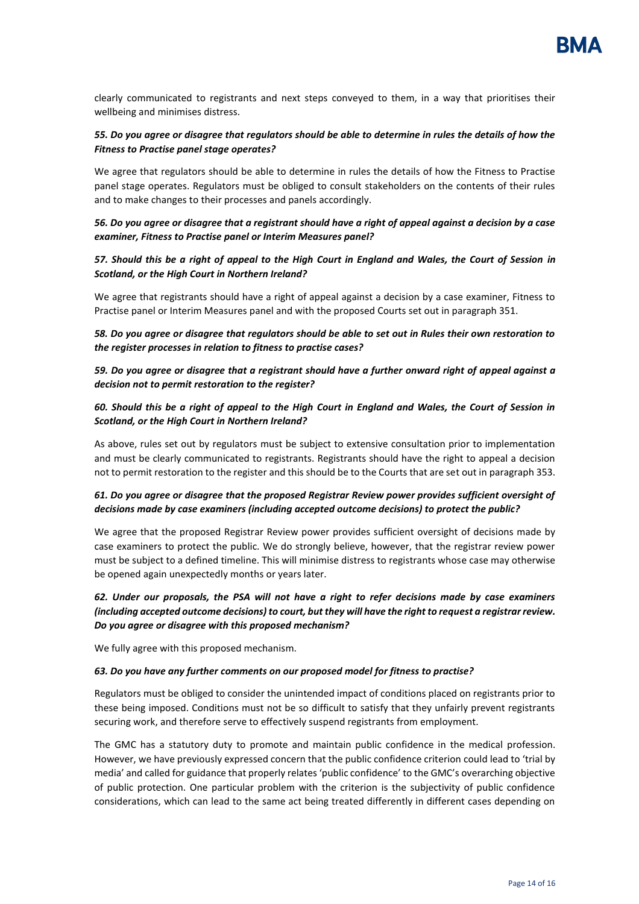clearly communicated to registrants and next steps conveyed to them, in a way that prioritises their wellbeing and minimises distress.

***55. Do you agree or disagree that regulators should be able to determine in rules the details of how the Fitness to Practise panel stage operates?***

We agree that regulators should be able to determine in rules the details of how the Fitness to Practise panel stage operates. Regulators must be obliged to consult stakeholders on the contents of their rules and to make changes to their processes and panels accordingly.

***56. Do you agree or disagree that a registrant should have a right of appeal against a decision by a case examiner, Fitness to Practise panel or Interim Measures panel?***

***57. Should this be a right of appeal to the High Court in England and Wales, the Court of Session in Scotland, or the High Court in Northern Ireland?***

We agree that registrants should have a right of appeal against a decision by a case examiner, Fitness to Practise panel or Interim Measures panel and with the proposed Courts set out in paragraph 351.

***58. Do you agree or disagree that regulators should be able to set out in Rules their own restoration to the register processes in relation to fitness to practise cases?***

***59. Do you agree or disagree that a registrant should have a further onward right of appeal against a decision not to permit restoration to the register?***

***60. Should this be a right of appeal to the High Court in England and Wales, the Court of Session in Scotland, or the High Court in Northern Ireland?***

As above, rules set out by regulators must be subject to extensive consultation prior to implementation and must be clearly communicated to registrants. Registrants should have the right to appeal a decision not to permit restoration to the register and this should be to the Courts that are set out in paragraph 353.

***61. Do you agree or disagree that the proposed Registrar Review power provides sufficient oversight of decisions made by case examiners (including accepted outcome decisions) to protect the public?***

We agree that the proposed Registrar Review power provides sufficient oversight of decisions made by case examiners to protect the public. We do strongly believe, however, that the registrar review power must be subject to a defined timeline. This will minimise distress to registrants whose case may otherwise be opened again unexpectedly months or years later.

***62. Under our proposals, the PSA will not have a right to refer decisions made by case examiners (including accepted outcome decisions) to court, but they will have the right to request a registrar review. Do you agree or disagree with this proposed mechanism?***

We fully agree with this proposed mechanism.

***63. Do you have any further comments on our proposed model for fitness to practise?***

Regulators must be obliged to consider the unintended impact of conditions placed on registrants prior to these being imposed. Conditions must not be so difficult to satisfy that they unfairly prevent registrants securing work, and therefore serve to effectively suspend registrants from employment.

The GMC has a statutory duty to promote and maintain public confidence in the medical profession. However, we have previously expressed concern that the public confidence criterion could lead to 'trial by media' and called for guidance that properly relates 'public confidence' to the GMC's overarching objective of public protection. One particular problem with the criterion is the subjectivity of public confidence considerations, which can lead to the same act being treated differently in different cases depending on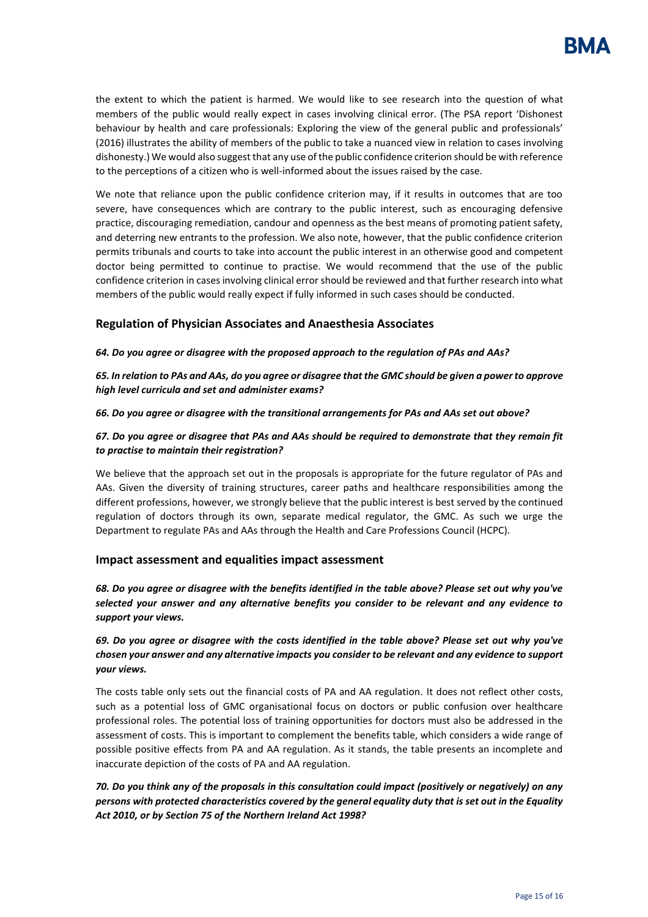the extent to which the patient is harmed. We would like to see research into the question of what members of the public would really expect in cases involving clinical error. (The PSA report 'Dishonest behaviour by health and care professionals: Exploring the view of the general public and professionals' (2016) illustrates the ability of members of the public to take a nuanced view in relation to cases involving dishonesty.) We would also suggest that any use of the public confidence criterion should be with reference to the perceptions of a citizen who is well-informed about the issues raised by the case.

We note that reliance upon the public confidence criterion may, if it results in outcomes that are too severe, have consequences which are contrary to the public interest, such as encouraging defensive practice, discouraging remediation, candour and openness as the best means of promoting patient safety, and deterring new entrants to the profession. We also note, however, that the public confidence criterion permits tribunals and courts to take into account the public interest in an otherwise good and competent doctor being permitted to continue to practise. We would recommend that the use of the public confidence criterion in cases involving clinical error should be reviewed and that further research into what members of the public would really expect if fully informed in such cases should be conducted.

## Regulation of Physician Associates and Anaesthesia Associates

***64. Do you agree or disagree with the proposed approach to the regulation of PAs and AAs?***

***65. In relation to PAs and AAs, do you agree or disagree that the GMC should be given a power to approve high level curricula and set and administer exams?***

***66. Do you agree or disagree with the transitional arrangements for PAs and AAs set out above?***

***67. Do you agree or disagree that PAs and AAs should be required to demonstrate that they remain fit to practise to maintain their registration?***

We believe that the approach set out in the proposals is appropriate for the future regulator of PAs and AAs. Given the diversity of training structures, career paths and healthcare responsibilities among the different professions, however, we strongly believe that the public interest is best served by the continued regulation of doctors through its own, separate medical regulator, the GMC. As such we urge the Department to regulate PAs and AAs through the Health and Care Professions Council (HCPC).

## Impact assessment and equalities impact assessment

***68. Do you agree or disagree with the benefits identified in the table above? Please set out why you've selected your answer and any alternative benefits you consider to be relevant and any evidence to support your views.***

***69. Do you agree or disagree with the costs identified in the table above? Please set out why you've chosen your answer and any alternative impacts you consider to be relevant and any evidence to support your views.***

The costs table only sets out the financial costs of PA and AA regulation. It does not reflect other costs, such as a potential loss of GMC organisational focus on doctors or public confusion over healthcare professional roles. The potential loss of training opportunities for doctors must also be addressed in the assessment of costs. This is important to complement the benefits table, which considers a wide range of possible positive effects from PA and AA regulation. As it stands, the table presents an incomplete and inaccurate depiction of the costs of PA and AA regulation.

***70. Do you think any of the proposals in this consultation could impact (positively or negatively) on any persons with protected characteristics covered by the general equality duty that is set out in the Equality Act 2010, or by Section 75 of the Northern Ireland Act 1998?***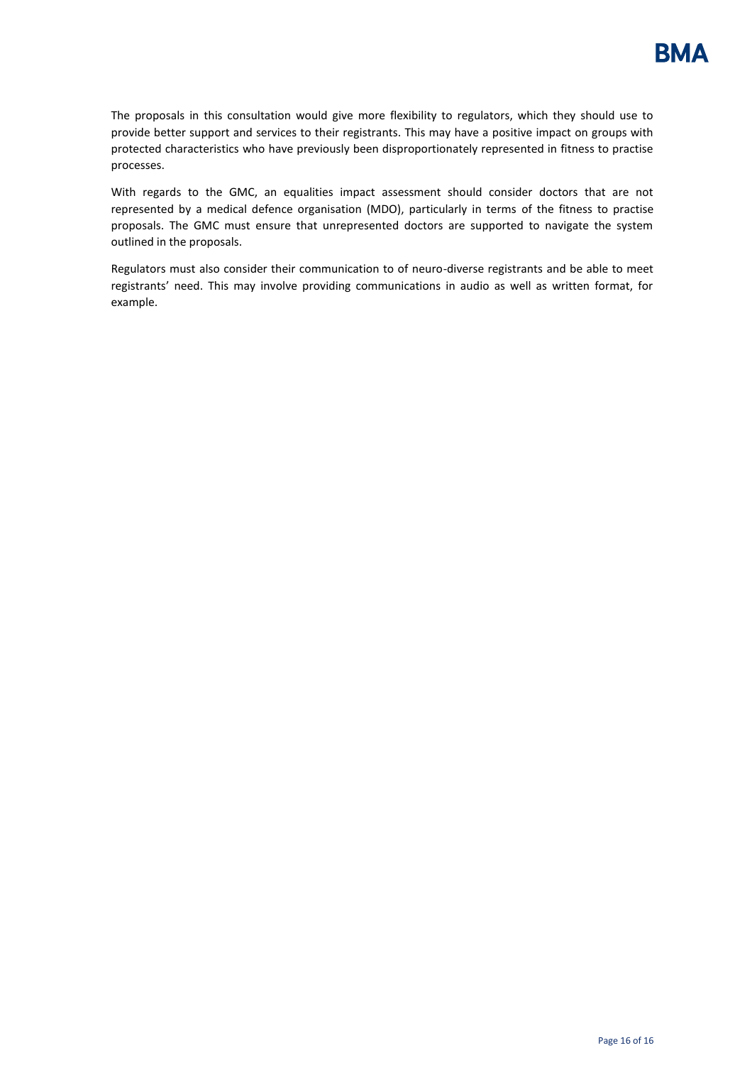The proposals in this consultation would give more flexibility to regulators, which they should use to provide better support and services to their registrants. This may have a positive impact on groups with protected characteristics who have previously been disproportionately represented in fitness to practise processes.

With regards to the GMC, an equalities impact assessment should consider doctors that are not represented by a medical defence organisation (MDO), particularly in terms of the fitness to practise proposals. The GMC must ensure that unrepresented doctors are supported to navigate the system outlined in the proposals.

Regulators must also consider their communication to of neuro-diverse registrants and be able to meet registrants' need. This may involve providing communications in audio as well as written format, for example.